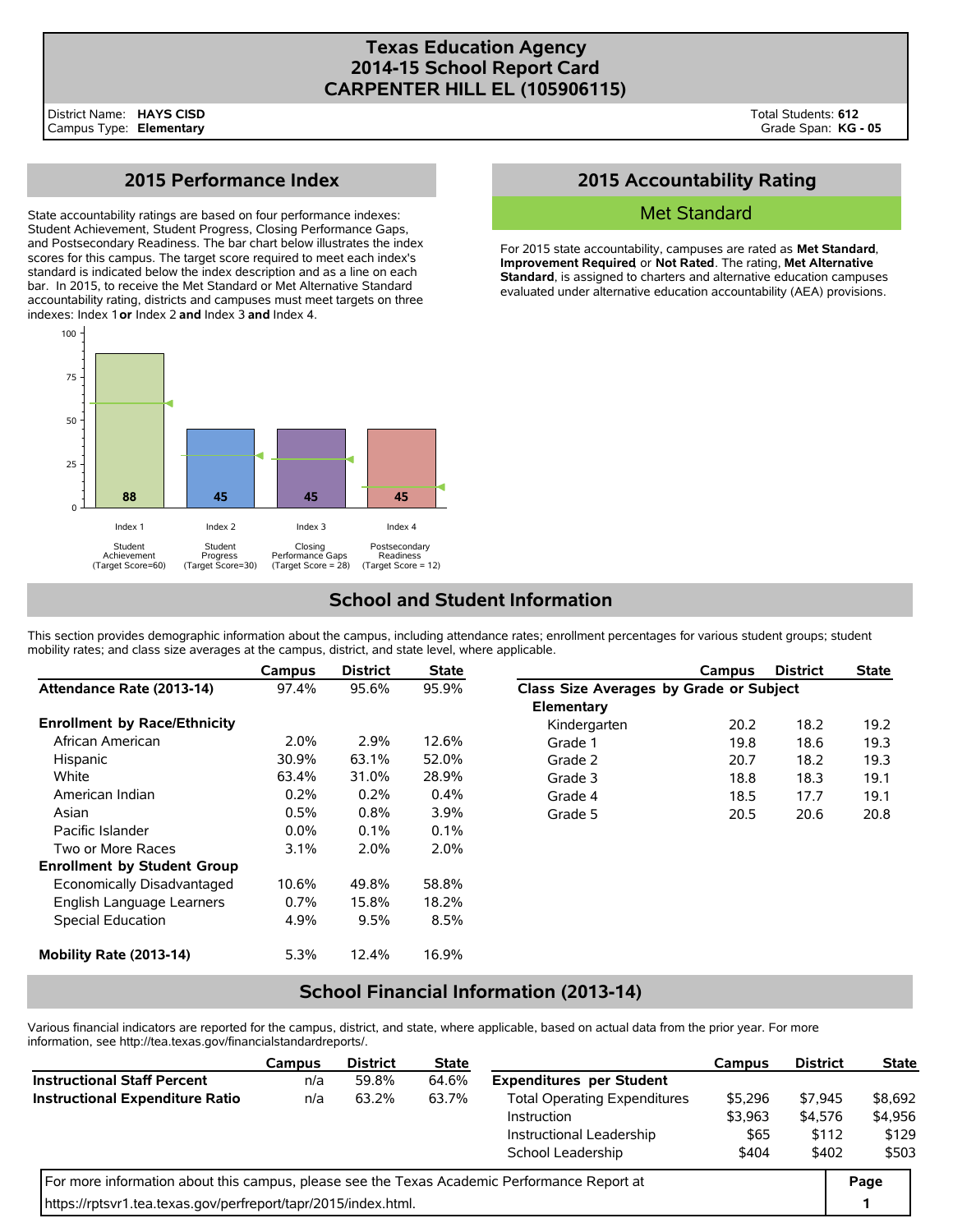# Texas Education Agency
# 2014-15 School Report Card
# CARPENTER HILL EL (105906115)

District Name: **HAYS CISD**
Campus Type: **Elementary**

Total Students: **612**
Grade Span: **KG - 05**

## 2015 Performance Index

State accountability ratings are based on four performance indexes: Student Achievement, Student Progress, Closing Performance Gaps, and Postsecondary Readiness. The bar chart below illustrates the index scores for this campus. The target score required to meet each index's standard is indicated below the index description and as a line on each bar. In 2015, to receive the Met Standard or Met Alternative Standard accountability rating, districts and campuses must meet targets on three indexes: Index 1 **or** Index 2 **and** Index 3 **and** Index 4.

| Index | Description | Score | Target Score |
|---|---|---|---|
| Index 1 | Student Achievement | 88 | 60 |
| Index 2 | Student Progress | 45 | 30 |
| Index 3 | Closing Performance Gaps | 45 | 28 |
| Index 4 | Postsecondary Readiness | 45 | 12 |

## 2015 Accountability Rating

**Met Standard**

For 2015 state accountability, campuses are rated as **Met Standard**, **Improvement Required**, or **Not Rated**. The rating, **Met Alternative Standard**, is assigned to charters and alternative education campuses evaluated under alternative education accountability (AEA) provisions.

## School and Student Information

This section provides demographic information about the campus, including attendance rates; enrollment percentages for various student groups; student mobility rates; and class size averages at the campus, district, and state level, where applicable.

| | Campus | District | State |
|---|---|---|---|
| **Attendance Rate (2013-14)** | 97.4% | 95.6% | 95.9% |
| **Enrollment by Race/Ethnicity** | | | |
| African American | 2.0% | 2.9% | 12.6% |
| Hispanic | 30.9% | 63.1% | 52.0% |
| White | 63.4% | 31.0% | 28.9% |
| American Indian | 0.2% | 0.2% | 0.4% |
| Asian | 0.5% | 0.8% | 3.9% |
| Pacific Islander | 0.0% | 0.1% | 0.1% |
| Two or More Races | 3.1% | 2.0% | 2.0% |
| **Enrollment by Student Group** | | | |
| Economically Disadvantaged | 10.6% | 49.8% | 58.8% |
| English Language Learners | 0.7% | 15.8% | 18.2% |
| Special Education | 4.9% | 9.5% | 8.5% |
| **Mobility Rate (2013-14)** | 5.3% | 12.4% | 16.9% |

| | Campus | District | State |
|---|---|---|---|
| **Class Size Averages by Grade or Subject** | | | |
| **Elementary** | | | |
| Kindergarten | 20.2 | 18.2 | 19.2 |
| Grade 1 | 19.8 | 18.6 | 19.3 |
| Grade 2 | 20.7 | 18.2 | 19.3 |
| Grade 3 | 18.8 | 18.3 | 19.1 |
| Grade 4 | 18.5 | 17.7 | 19.1 |
| Grade 5 | 20.5 | 20.6 | 20.8 |

## School Financial Information (2013-14)

Various financial indicators are reported for the campus, district, and state, where applicable, based on actual data from the prior year. For more information, see http://tea.texas.gov/financialstandardreports/.

| | Campus | District | State |
|---|---|---|---|
| **Instructional Staff Percent** | n/a | 59.8% | 64.6% |
| **Instructional Expenditure Ratio** | n/a | 63.2% | 63.7% |

| | Campus | District | State |
|---|---|---|---|
| **Expenditures per Student** | | | |
| Total Operating Expenditures | $5,296 | $7,945 | $8,692 |
| Instruction | $3,963 | $4,576 | $4,956 |
| Instructional Leadership | $65 | $112 | $129 |
| School Leadership | $404 | $402 | $503 |

For more information about this campus, please see the Texas Academic Performance Report at https://rptsvr1.tea.texas.gov/perfreport/tapr/2015/index.html.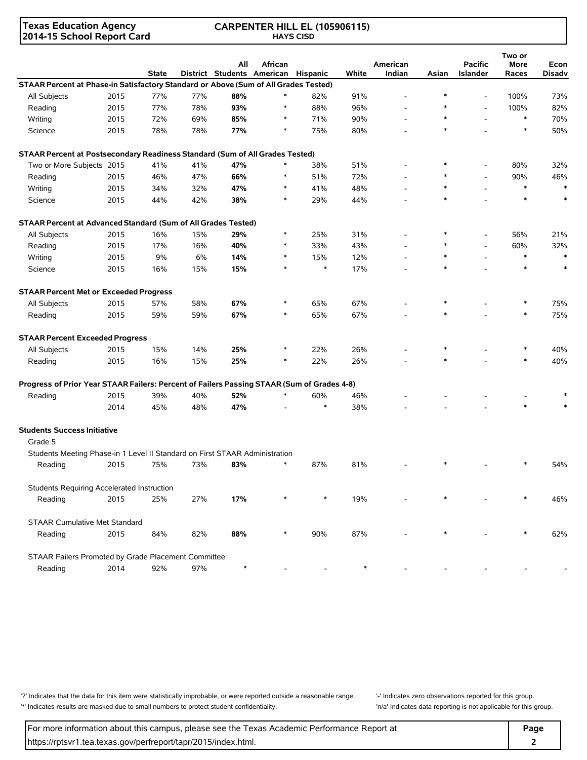| | | State | District | All Students | African American | Hispanic | White | American Indian | Asian | Pacific Islander | Two or More Races | Econ Disadv |
|---|---|---|---|---|---|---|---|---|---|---|---|---|
| **STAAR Percent at Phase-in Satisfactory Standard or Above (Sum of All Grades Tested)** | | | | | | | | | | | | |
| All Subjects | 2015 | 77% | 77% | **88%** | * | 82% | 91% | - | * | - | 100% | 73% |
| Reading | 2015 | 77% | 78% | **93%** | * | 88% | 96% | - | * | - | 100% | 82% |
| Writing | 2015 | 72% | 69% | **85%** | * | 71% | 90% | - | * | - | * | 70% |
| Science | 2015 | 78% | 78% | **77%** | * | 75% | 80% | - | * | - | * | 50% |
| **STAAR Percent at Postsecondary Readiness Standard (Sum of All Grades Tested)** | | | | | | | | | | | | |
| Two or More Subjects | 2015 | 41% | 41% | **47%** | * | 38% | 51% | - | * | - | 80% | 32% |
| Reading | 2015 | 46% | 47% | **66%** | * | 51% | 72% | - | * | - | 90% | 46% |
| Writing | 2015 | 34% | 32% | **47%** | * | 41% | 48% | - | * | - | * | * |
| Science | 2015 | 44% | 42% | **38%** | * | 29% | 44% | - | * | - | * | * |
| **STAAR Percent at Advanced Standard (Sum of All Grades Tested)** | | | | | | | | | | | | |
| All Subjects | 2015 | 16% | 15% | **29%** | * | 25% | 31% | - | * | - | 56% | 21% |
| Reading | 2015 | 17% | 16% | **40%** | * | 33% | 43% | - | * | - | 60% | 32% |
| Writing | 2015 | 9% | 6% | **14%** | * | 15% | 12% | - | * | - | * | * |
| Science | 2015 | 16% | 15% | **15%** | * | * | 17% | - | * | - | * | * |
| **STAAR Percent Met or Exceeded Progress** | | | | | | | | | | | | |
| All Subjects | 2015 | 57% | 58% | **67%** | * | 65% | 67% | - | * | - | * | 75% |
| Reading | 2015 | 59% | 59% | **67%** | * | 65% | 67% | - | * | - | * | 75% |
| **STAAR Percent Exceeded Progress** | | | | | | | | | | | | |
| All Subjects | 2015 | 15% | 14% | **25%** | * | 22% | 26% | - | * | - | * | 40% |
| Reading | 2015 | 16% | 15% | **25%** | * | 22% | 26% | - | * | - | * | 40% |
| **Progress of Prior Year STAAR Failers: Percent of Failers Passing STAAR (Sum of Grades 4-8)** | | | | | | | | | | | | |
| Reading | 2015 | 39% | 40% | **52%** | * | 60% | 46% | - | - | - | - | * |
| | 2014 | 45% | 48% | **47%** | - | * | 38% | - | - | - | * | * |
| **Students Success Initiative** | | | | | | | | | | | | |
| Grade 5 | | | | | | | | | | | | |
| Students Meeting Phase-in 1 Level II Standard on First STAAR Administration | | | | | | | | | | | | |
| Reading | 2015 | 75% | 73% | **83%** | * | 87% | 81% | - | * | - | * | 54% |
| Students Requiring Accelerated Instruction | | | | | | | | | | | | |
| Reading | 2015 | 25% | 27% | **17%** | * | * | 19% | - | * | - | * | 46% |
| STAAR Cumulative Met Standard | | | | | | | | | | | | |
| Reading | 2015 | 84% | 82% | **88%** | * | 90% | 87% | - | * | - | * | 62% |
| STAAR Failers Promoted by Grade Placement Committee | | | | | | | | | | | | |
| Reading | 2014 | 92% | 97% | * | - | - | * | - | - | - | - | - |

'?' Indicates that the data for this item were statistically improbable, or were reported outside a reasonable range.
'*' Indicates results are masked due to small numbers to protect student confidentiality.
'-' Indicates zero observations reported for this group.
'n/a' Indicates data reporting is not applicable for this group.

For more information about this campus, please see the Texas Academic Performance Report at https://rptsvr1.tea.texas.gov/perfreport/tapr/2015/index.html.